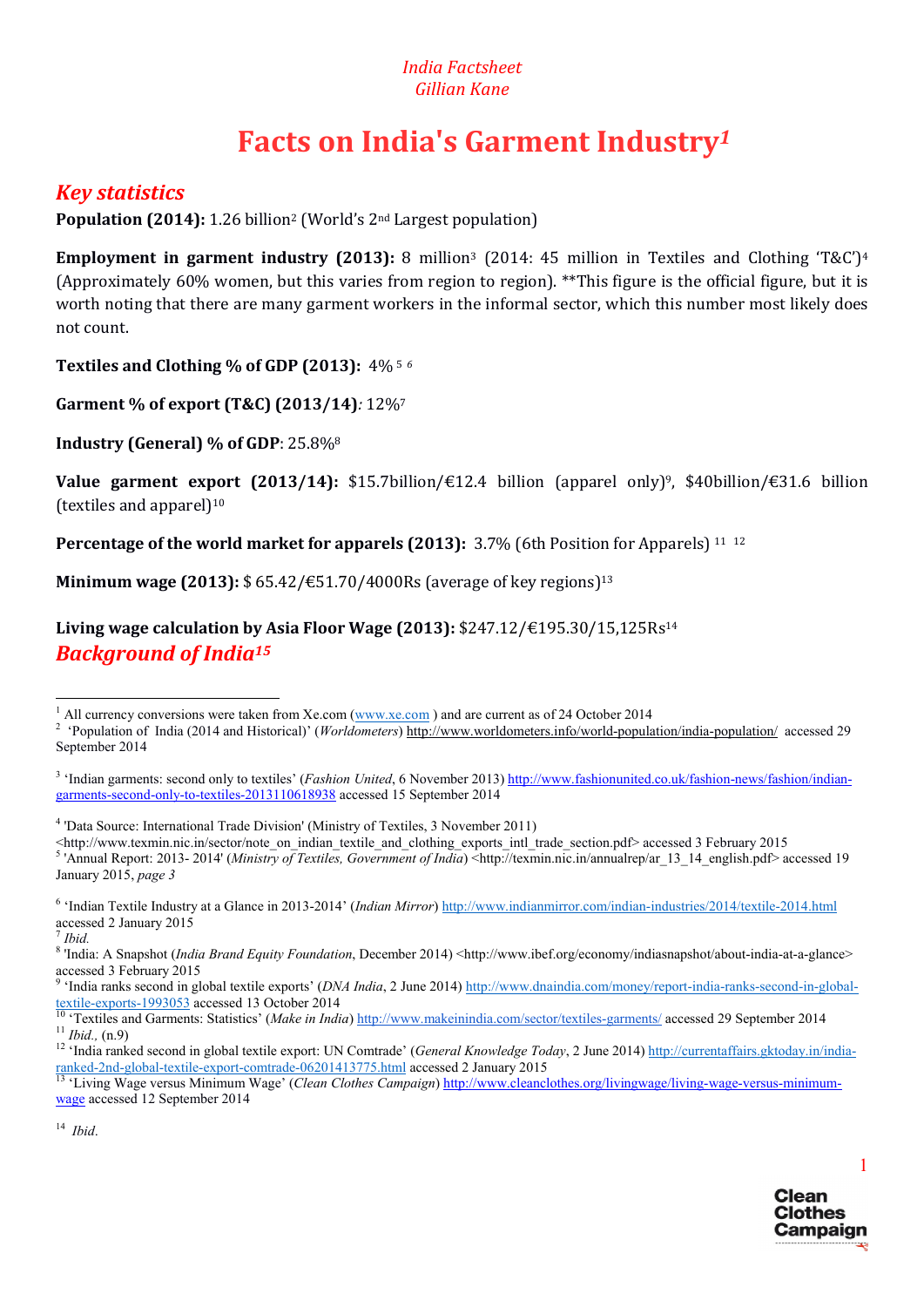*India Factsheet*
*Gillian Kane*

# Facts on India's Garment Industry[1]

## *Key statistics*

**Population (2014):** 1.26 billion[2] (World's 2nd Largest population)

**Employment in garment industry (2013):** 8 million[3] (2014: 45 million in Textiles and Clothing 'T&C')[4] (Approximately 60% women, but this varies from region to region). **This figure is the official figure, but it is worth noting that there are many garment workers in the informal sector, which this number most likely does not count.

**Textiles and Clothing % of GDP (2013):** 4% [5] [6]

**Garment % of export (T&C) (2013/14)***:* 12%[7]

**Industry (General) % of GDP**: 25.8%[8]

**Value garment export (2013/14):** $15.7billion/€12.4 billion (apparel only)[9], $40billion/€31.6 billion (textiles and apparel)[10]

**Percentage of the world market for apparels (2013):** 3.7% (6th Position for Apparels) [11] [12]

**Minimum wage (2013):** $ 65.42/€51.70/4000Rs (average of key regions)[13]

**Living wage calculation by Asia Floor Wage (2013):** $247.12/€195.30/15,125Rs[14]

## *Background of India[15]*

---

[1] All currency conversions were taken from Xe.com (www.xe.com ) and are current as of 24 October 2014

[2] 'Population of India (2014 and Historical)' (*Worldometers*) http://www.worldometers.info/world-population/india-population/ accessed 29 September 2014

[3] 'Indian garments: second only to textiles' (*Fashion United*, 6 November 2013) http://www.fashionunited.co.uk/fashion-news/fashion/indian-garments-second-only-to-textiles-2013110618938 accessed 15 September 2014

[4] 'Data Source: International Trade Division' (Ministry of Textiles, 3 November 2011) <http://www.texmin.nic.in/sector/note_on_indian_textile_and_clothing_exports_intl_trade_section.pdf> accessed 3 February 2015

[5] 'Annual Report: 2013- 2014' (*Ministry of Textiles, Government of India*) <http://texmin.nic.in/annualrep/ar_13_14_english.pdf> accessed 19 January 2015, *page 3*

[6] 'Indian Textile Industry at a Glance in 2013-2014' (*Indian Mirror*) http://www.indianmirror.com/indian-industries/2014/textile-2014.html accessed 2 January 2015

[7] *Ibid.*

[8] 'India: A Snapshot (*India Brand Equity Foundation*, December 2014) <http://www.ibef.org/economy/indiasnapshot/about-india-at-a-glance> accessed 3 February 2015

[9] 'India ranks second in global textile exports' (*DNA India*, 2 June 2014) http://www.dnaindia.com/money/report-india-ranks-second-in-global-textile-exports-1993053 accessed 13 October 2014

[10] 'Textiles and Garments: Statistics' (*Make in India*) http://www.makeinindia.com/sector/textiles-garments/ accessed 29 September 2014

[11] *Ibid.,* (n.9)

[12] 'India ranked second in global textile export: UN Comtrade' (*General Knowledge Today*, 2 June 2014) http://currentaffairs.gktoday.in/india-ranked-2nd-global-textile-export-comtrade-06201413775.html accessed 2 January 2015

[13] 'Living Wage versus Minimum Wage' (*Clean Clothes Campaign*) http://www.cleanclothes.org/livingwage/living-wage-versus-minimum-wage accessed 12 September 2014

[14] *Ibid*.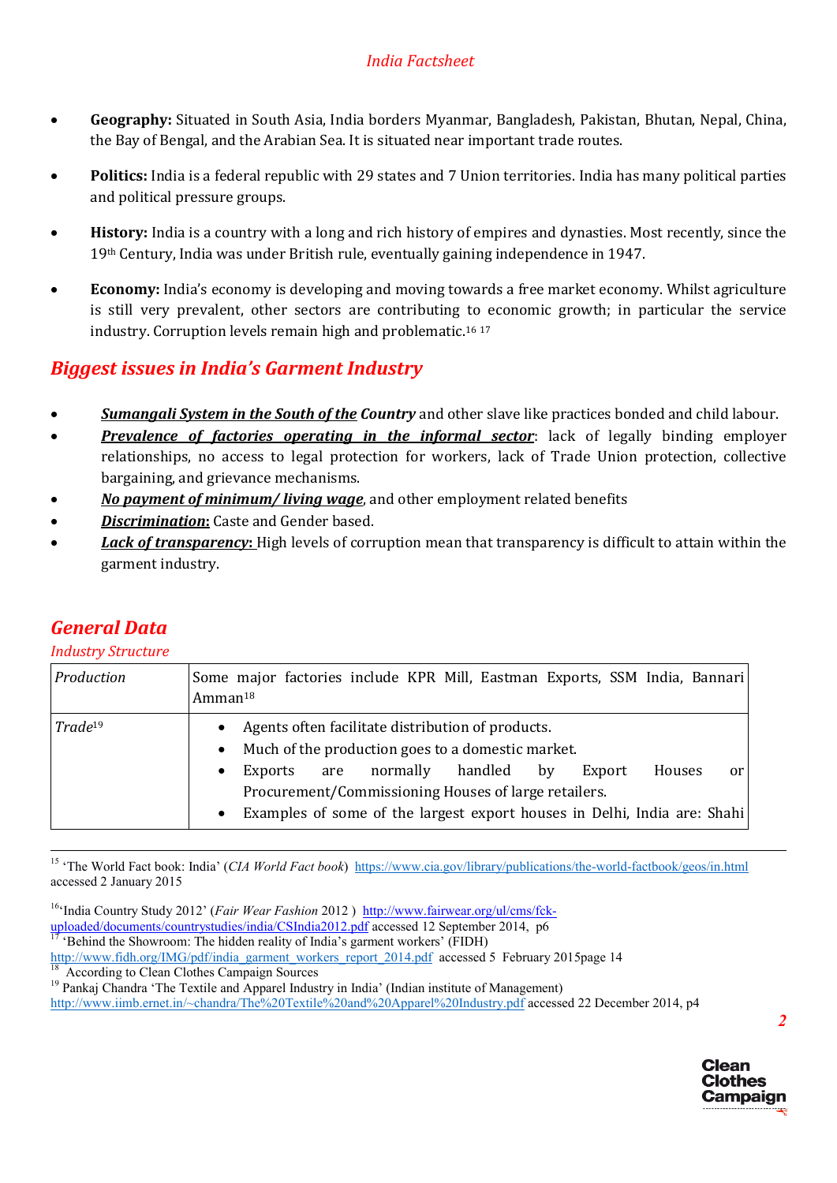- **Geography:** Situated in South Asia, India borders Myanmar, Bangladesh, Pakistan, Bhutan, Nepal, China, the Bay of Bengal, and the Arabian Sea. It is situated near important trade routes.

- **Politics:** India is a federal republic with 29 states and 7 Union territories. India has many political parties and political pressure groups.

- **History:** India is a country with a long and rich history of empires and dynasties. Most recently, since the 19th Century, India was under British rule, eventually gaining independence in 1947.

- **Economy:** India's economy is developing and moving towards a free market economy. Whilst agriculture is still very prevalent, other sectors are contributing to economic growth; in particular the service industry. Corruption levels remain high and problematic.[16] [17]

## Biggest issues in India's Garment Industry

- ***Sumangali System in the South of the Country*** and other slave like practices bonded and child labour.
- ***Prevalence of factories operating in the informal sector***: lack of legally binding employer relationships, no access to legal protection for workers, lack of Trade Union protection, collective bargaining, and grievance mechanisms.
- ***No payment of minimum/ living wage***, and other employment related benefits
- ***Discrimination*: ** Caste and Gender based.
- ***Lack of transparency*: ** High levels of corruption mean that transparency is difficult to attain within the garment industry.

## General Data

*Industry Structure*

| | |
|---|---|
| *Production* | Some major factories include KPR Mill, Eastman Exports, SSM India, Bannari Amman[18] |
| *Trade*[19] | • Agents often facilitate distribution of products. • Much of the production goes to a domestic market. • Exports are normally handled by Export Houses or Procurement/Commissioning Houses of large retailers. • Examples of some of the largest export houses in Delhi, India are: Shahi |

[15] 'The World Fact book: India' (*CIA World Fact book*) https://www.cia.gov/library/publications/the-world-factbook/geos/in.html accessed 2 January 2015

[16] 'India Country Study 2012' (*Fair Wear Fashion* 2012 ) http://www.fairwear.org/ul/cms/fck-uploaded/documents/countrystudies/india/CSIndia2012.pdf accessed 12 September 2014, p6

[17] 'Behind the Showroom: The hidden reality of India's garment workers' (FIDH) http://www.fidh.org/IMG/pdf/india_garment_workers_report_2014.pdf accessed 5 February 2015page 14

[18] According to Clean Clothes Campaign Sources

[19] Pankaj Chandra 'The Textile and Apparel Industry in India' (Indian institute of Management) http://www.iimb.ernet.in/~chandra/The%20Textile%20and%20Apparel%20Industry.pdf accessed 22 December 2014, p4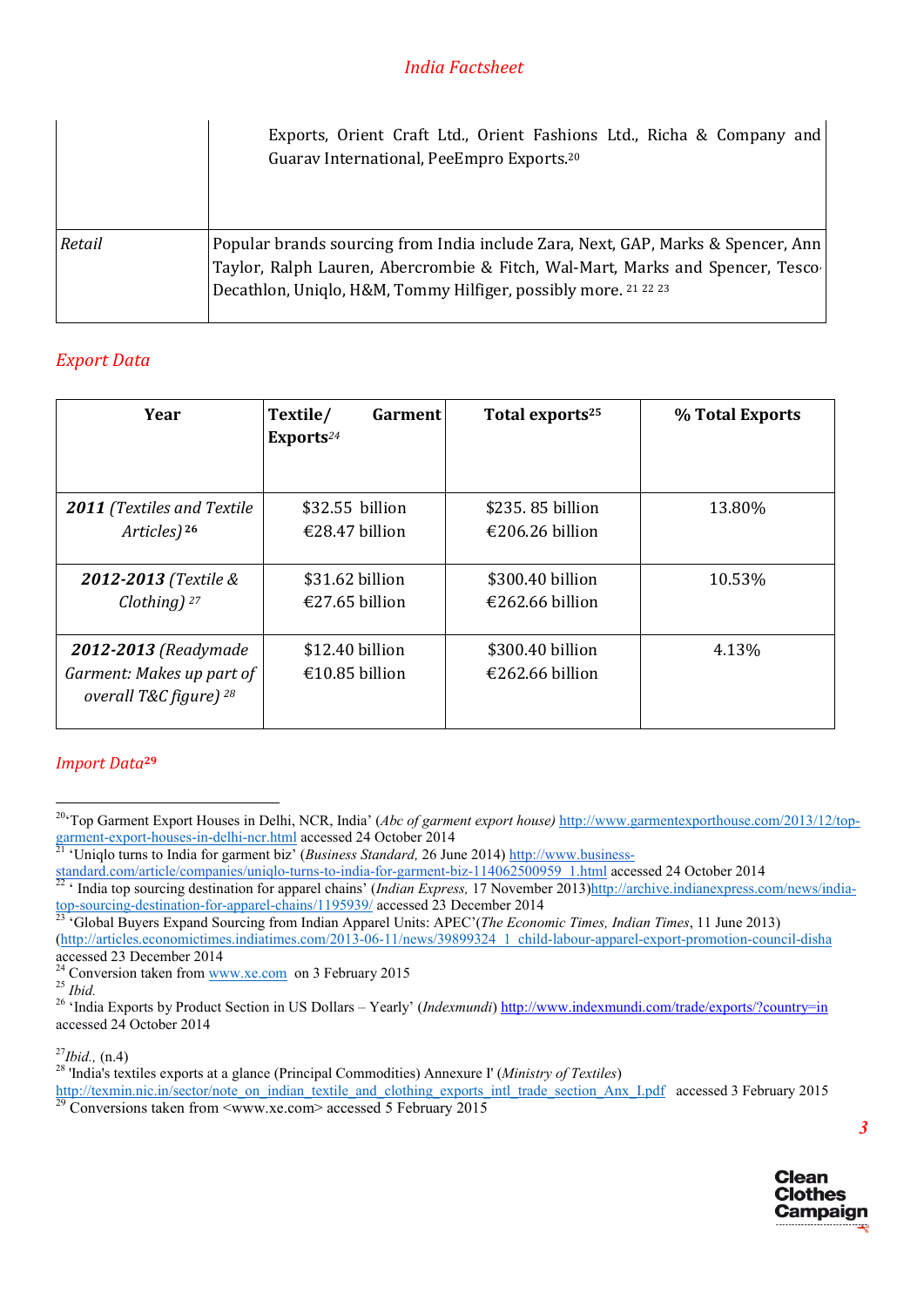| | |
|---|---|
| | Exports, Orient Craft Ltd., Orient Fashions Ltd., Richa & Company and Guarav International, PeeEmpro Exports.[20] |
| *Retail* | Popular brands sourcing from India include Zara, Next, GAP, Marks & Spencer, Ann Taylor, Ralph Lauren, Abercrombie & Fitch, Wal-Mart, Marks and Spencer, Tesco, Decathlon, Uniqlo, H&M, Tommy Hilfiger, possibly more. [21] [22] [23] |

## *Export Data*

| Year | Textile/ Garment Exports[24] | Total exports[25] | % Total Exports |
|---|---|---|---|
| **2011** *(Textiles and Textile Articles)* [26] | $32.55 billion €28.47 billion | $235. 85 billion €206.26 billion | 13.80% |
| **2012-2013** *(Textile & Clothing)* [27] | $31.62 billion €27.65 billion | $300.40 billion €262.66 billion | 10.53% |
| **2012-2013** *(Readymade Garment: Makes up part of overall T&C figure)* [28] | $12.40 billion €10.85 billion | $300.40 billion €262.66 billion | 4.13% |

## *Import Data*[29]

---

[20] 'Top Garment Export Houses in Delhi, NCR, India' (*Abc of garment export house)* http://www.garmentexporthouse.com/2013/12/top-garment-export-houses-in-delhi-ncr.html accessed 24 October 2014

[21] 'Uniqlo turns to India for garment biz' (*Business Standard,* 26 June 2014) http://www.business-standard.com/article/companies/uniqlo-turns-to-india-for-garment-biz-114062500959_1.html accessed 24 October 2014

[22] ' India top sourcing destination for apparel chains' (*Indian Express,* 17 November 2013)http://archive.indianexpress.com/news/india-top-sourcing-destination-for-apparel-chains/1195939/ accessed 23 December 2014

[23] 'Global Buyers Expand Sourcing from Indian Apparel Units: APEC'(*The Economic Times, Indian Times*, 11 June 2013) (http://articles.economictimes.indiatimes.com/2013-06-11/news/39899324_1_child-labour-apparel-export-promotion-council-disha accessed 23 December 2014

[24] Conversion taken from www.xe.com on 3 February 2015

[25] *Ibid.*

[26] 'India Exports by Product Section in US Dollars – Yearly' (*Indexmundi*) http://www.indexmundi.com/trade/exports/?country=in accessed 24 October 2014

[27] *Ibid.,* (n.4)

[28] 'India's textiles exports at a glance (Principal Commodities) Annexure I' (*Ministry of Textiles*) http://texmin.nic.in/sector/note_on_indian_textile_and_clothing_exports_intl_trade_section_Anx_I.pdf accessed 3 February 2015

[29] Conversions taken from <www.xe.com> accessed 5 February 2015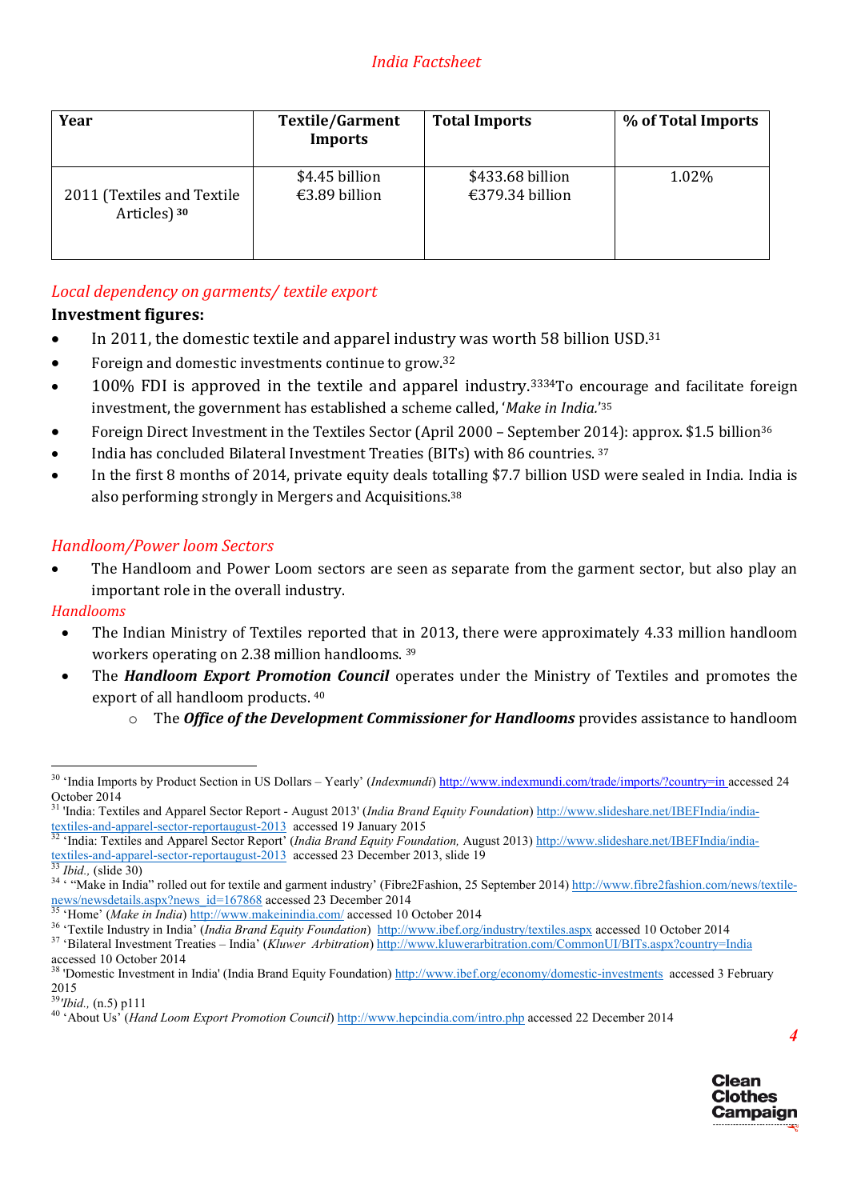| Year | Textile/Garment Imports | Total Imports | % of Total Imports |
|---|---|---|---|
| 2011 (Textiles and Textile Articles) [30] | $4.45 billion €3.89 billion | $433.68 billion €379.34 billion | 1.02% |

*Local dependency on garments/ textile export*

**Investment figures:**

- In 2011, the domestic textile and apparel industry was worth 58 billion USD.[31]
- Foreign and domestic investments continue to grow.[32]
- 100% FDI is approved in the textile and apparel industry.[33][34] To encourage and facilitate foreign investment, the government has established a scheme called, '*Make in India*.'[35]
- Foreign Direct Investment in the Textiles Sector (April 2000 – September 2014): approx. $1.5 billion[36]
- India has concluded Bilateral Investment Treaties (BITs) with 86 countries.[37]
- In the first 8 months of 2014, private equity deals totalling $7.7 billion USD were sealed in India. India is also performing strongly in Mergers and Acquisitions.[38]

*Handloom/Power loom Sectors*

- The Handloom and Power Loom sectors are seen as separate from the garment sector, but also play an important role in the overall industry.

*Handlooms*

- The Indian Ministry of Textiles reported that in 2013, there were approximately 4.33 million handloom workers operating on 2.38 million handlooms.[39]
- The ***Handloom Export Promotion Council*** operates under the Ministry of Textiles and promotes the export of all handloom products.[40]
  - The ***Office of the Development Commissioner for Handlooms*** provides assistance to handloom

---

[30] 'India Imports by Product Section in US Dollars – Yearly' (*Indexmundi*) http://www.indexmundi.com/trade/imports/?country=in accessed 24 October 2014

[31] 'India: Textiles and Apparel Sector Report - August 2013' (*India Brand Equity Foundation*) http://www.slideshare.net/IBEFIndia/india-textiles-and-apparel-sector-reportaugust-2013 accessed 19 January 2015

[32] 'India: Textiles and Apparel Sector Report' (*India Brand Equity Foundation,* August 2013) http://www.slideshare.net/IBEFIndia/india-textiles-and-apparel-sector-reportaugust-2013 accessed 23 December 2013, slide 19

[33] *Ibid.,* (slide 30)

[34] ' "Make in India" rolled out for textile and garment industry' (Fibre2Fashion, 25 September 2014) http://www.fibre2fashion.com/news/textile-news/newsdetails.aspx?news_id=167868 accessed 23 December 2014

[35] 'Home' (*Make in India*) http://www.makeinindia.com/ accessed 10 October 2014

[36] 'Textile Industry in India' (*India Brand Equity Foundation*) http://www.ibef.org/industry/textiles.aspx accessed 10 October 2014

[37] 'Bilateral Investment Treaties – India' (*Kluwer Arbitration*) http://www.kluwerarbitration.com/CommonUI/BITs.aspx?country=India accessed 10 October 2014

[38] 'Domestic Investment in India' (India Brand Equity Foundation) http://www.ibef.org/economy/domestic-investments accessed 3 February 2015

[39] *Ibid.,* (n.5) p111

[40] 'About Us' (*Hand Loom Export Promotion Council*) http://www.hepcindia.com/intro.php accessed 22 December 2014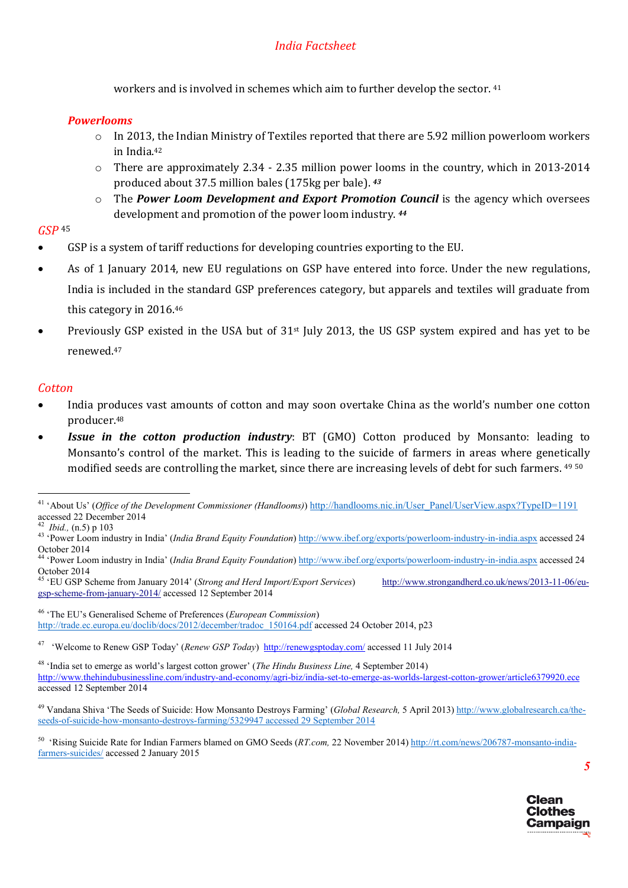workers and is involved in schemes which aim to further develop the sector. [41]

### *Powerlooms*

- In 2013, the Indian Ministry of Textiles reported that there are 5.92 million powerloom workers in India.[42]
- There are approximately 2.34 - 2.35 million power looms in the country, which in 2013-2014 produced about 37.5 million bales (175kg per bale). [43]
- The ***Power Loom Development and Export Promotion Council*** is the agency which oversees development and promotion of the power loom industry. [44]

## *GSP* [45]

- GSP is a system of tariff reductions for developing countries exporting to the EU.
- As of 1 January 2014, new EU regulations on GSP have entered into force. Under the new regulations, India is included in the standard GSP preferences category, but apparels and textiles will graduate from this category in 2016.[46]
- Previously GSP existed in the USA but of 31st July 2013, the US GSP system expired and has yet to be renewed.[47]

## *Cotton*

- India produces vast amounts of cotton and may soon overtake China as the world's number one cotton producer.[48]
- ***Issue in the cotton production industry***: BT (GMO) Cotton produced by Monsanto: leading to Monsanto's control of the market. This is leading to the suicide of farmers in areas where genetically modified seeds are controlling the market, since there are increasing levels of debt for such farmers. [49] [50]

---

[41] 'About Us' (*Office of the Development Commissioner (Handlooms)*) http://handlooms.nic.in/User_Panel/UserView.aspx?TypeID=1191 accessed 22 December 2014

[42] *Ibid.,* (n.5) p 103

[43] 'Power Loom industry in India' (*India Brand Equity Foundation*) http://www.ibef.org/exports/powerloom-industry-in-india.aspx accessed 24 October 2014

[44] 'Power Loom industry in India' (*India Brand Equity Foundation*) http://www.ibef.org/exports/powerloom-industry-in-india.aspx accessed 24 October 2014

[45] 'EU GSP Scheme from January 2014' (*Strong and Herd Import/Export Services*) http://www.strongandherd.co.uk/news/2013-11-06/eu-gsp-scheme-from-january-2014/ accessed 12 September 2014

[46] 'The EU's Generalised Scheme of Preferences (*European Commission*) http://trade.ec.europa.eu/doclib/docs/2012/december/tradoc_150164.pdf accessed 24 October 2014, p23

[47] 'Welcome to Renew GSP Today' (*Renew GSP Today*) http://renewgsptoday.com/ accessed 11 July 2014

[48] 'India set to emerge as world's largest cotton grower' (*The Hindu Business Line,* 4 September 2014) http://www.thehindubusinessline.com/industry-and-economy/agri-biz/india-set-to-emerge-as-worlds-largest-cotton-grower/article6379920.ece accessed 12 September 2014

[49] Vandana Shiva 'The Seeds of Suicide: How Monsanto Destroys Farming' (*Global Research,* 5 April 2013) http://www.globalresearch.ca/the-seeds-of-suicide-how-monsanto-destroys-farming/5329947 accessed 29 September 2014

[50] 'Rising Suicide Rate for Indian Farmers blamed on GMO Seeds (*RT.com,* 22 November 2014) http://rt.com/news/206787-monsanto-india-farmers-suicides/ accessed 2 January 2015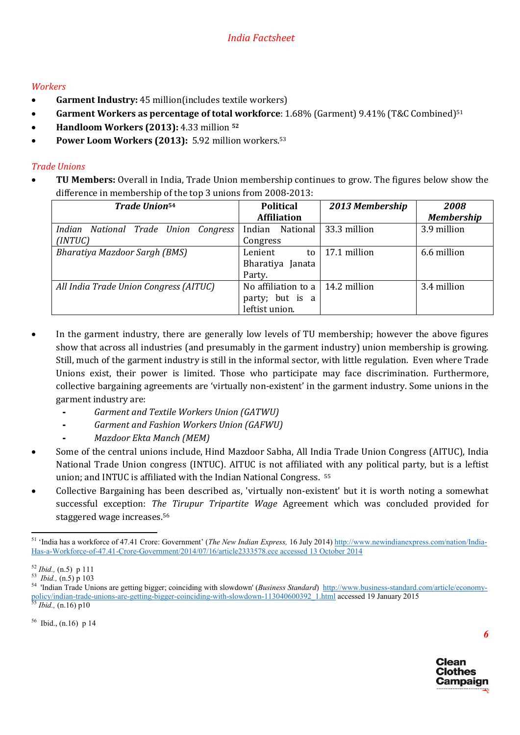*Workers*

- **Garment Industry:** 45 million(includes textile workers)
- **Garment Workers as percentage of total workforce**: 1.68% (Garment) 9.41% (T&C Combined)[51]
- **Handloom Workers (2013):** 4.33 million [52]
- **Power Loom Workers (2013):** 5.92 million workers.[53]

*Trade Unions*

- **TU Members:** Overall in India, Trade Union membership continues to grow. The figures below show the difference in membership of the top 3 unions from 2008-2013:

| ***Trade Union***[54] | **Political Affiliation** | ***2013 Membership*** | ***2008 Membership*** |
|---|---|---|---|
| *Indian National Trade Union Congress (INTUC)* | Indian National Congress | 33.3 million | 3.9 million |
| *Bharatiya Mazdoor Sargh (BMS)* | Lenient to Bharatiya Janata Party. | 17.1 million | 6.6 million |
| *All India Trade Union Congress (AITUC)* | No affiliation to a party; but is a leftist union. | 14.2 million | 3.4 million |

- In the garment industry, there are generally low levels of TU membership; however the above figures show that across all industries (and presumably in the garment industry) union membership is growing. Still, much of the garment industry is still in the informal sector, with little regulation. Even where Trade Unions exist, their power is limited. Those who participate may face discrimination. Furthermore, collective bargaining agreements are 'virtually non-existent' in the garment industry. Some unions in the garment industry are:
  - *Garment and Textile Workers Union (GATWU)*
  - *Garment and Fashion Workers Union (GAFWU)*
  - *Mazdoor Ekta Manch (MEM)*
- Some of the central unions include, Hind Mazdoor Sabha, All India Trade Union Congress (AITUC), India National Trade Union congress (INTUC). AITUC is not affiliated with any political party, but is a leftist union; and INTUC is affiliated with the Indian National Congress. [55]
- Collective Bargaining has been described as, 'virtually non-existent' but it is worth noting a somewhat successful exception: *The Tirupur Tripartite Wage* Agreement which was concluded provided for staggered wage increases.[56]

---

[51] 'India has a workforce of 47.41 Crore: Government' (*The New Indian Express,* 16 July 2014) http://www.newindianexpress.com/nation/India-Has-a-Workforce-of-47.41-Crore-Government/2014/07/16/article2333578.ece accessed 13 October 2014

[52] *Ibid.,* (n.5) p 111

[53] *Ibid.,* (n.5) p 103

[54] 'Indian Trade Unions are getting bigger; coinciding with slowdown' (*Business Standard*) http://www.business-standard.com/article/economy-policy/indian-trade-unions-are-getting-bigger-coinciding-with-slowdown-113040600392_1.html accessed 19 January 2015

[55] *Ibid.,* (n.16) p10

[56] Ibid., (n.16) p 14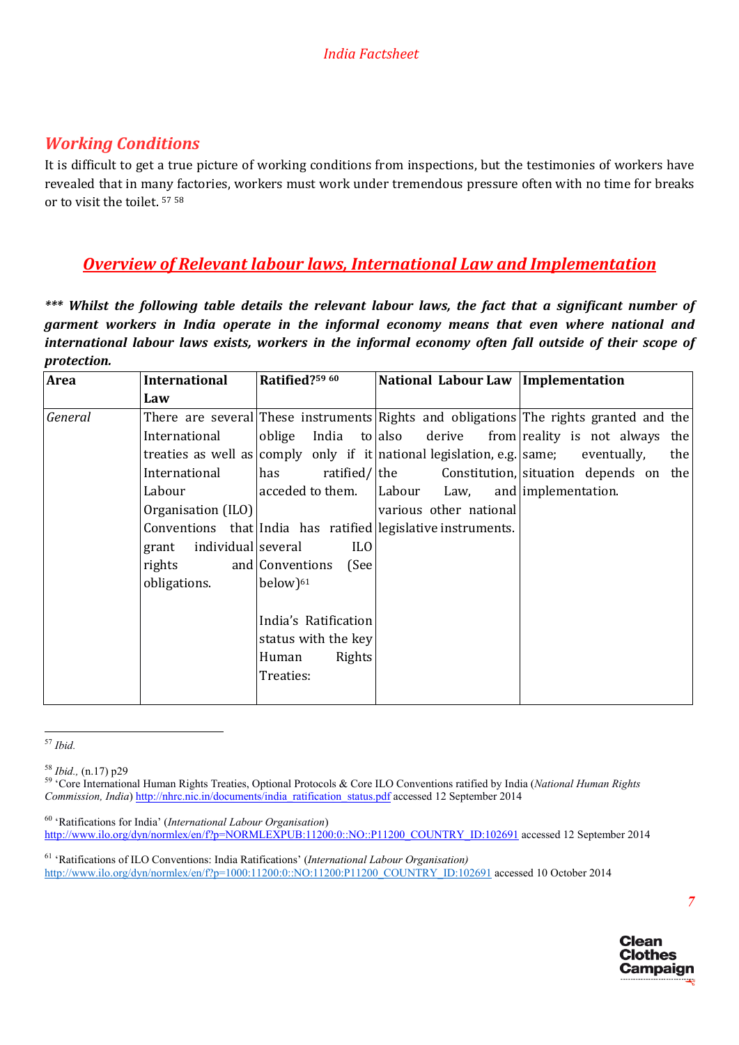## *Working Conditions*

It is difficult to get a true picture of working conditions from inspections, but the testimonies of workers have revealed that in many factories, workers must work under tremendous pressure often with no time for breaks or to visit the toilet. [57] [58]

## *Overview of Relevant labour laws, International Law and Implementation*

***\*\*\* Whilst the following table details the relevant labour laws, the fact that a significant number of garment workers in India operate in the informal economy means that even where national and international labour laws exists, workers in the informal economy often fall outside of their scope of protection.***

| Area | International Law | Ratified?[59] [60] | National Labour Law | Implementation |
|---|---|---|---|---|
| *General* | There are several International treaties as well as International Labour Organisation (ILO) Conventions that grant individual rights and obligations. | These instruments oblige India to comply only if it has ratified/ acceded to them. India has ratified several ILO Conventions (See below)[61]<br><br>India's Ratification status with the key Human Rights Treaties: | Rights and obligations also derive from national legislation, e.g. the Constitution, the Labour Law, and various other national legislative instruments. | The rights granted and the reality is not always the same; eventually, the situation depends on the implementation. |

---

[57] *Ibid.*

[58] *Ibid.,* (n.17) p29

[59] 'Core International Human Rights Treaties, Optional Protocols & Core ILO Conventions ratified by India (*National Human Rights Commission, India*) http://nhrc.nic.in/documents/india_ratification_status.pdf accessed 12 September 2014

[60] 'Ratifications for India' (*International Labour Organisation*) http://www.ilo.org/dyn/normlex/en/f?p=NORMLEXPUB:11200:0::NO::P11200_COUNTRY_ID:102691 accessed 12 September 2014

[61] 'Ratifications of ILO Conventions: India Ratifications' (*International Labour Organisation)* http://www.ilo.org/dyn/normlex/en/f?p=1000:11200:0::NO:11200:P11200_COUNTRY_ID:102691 accessed 10 October 2014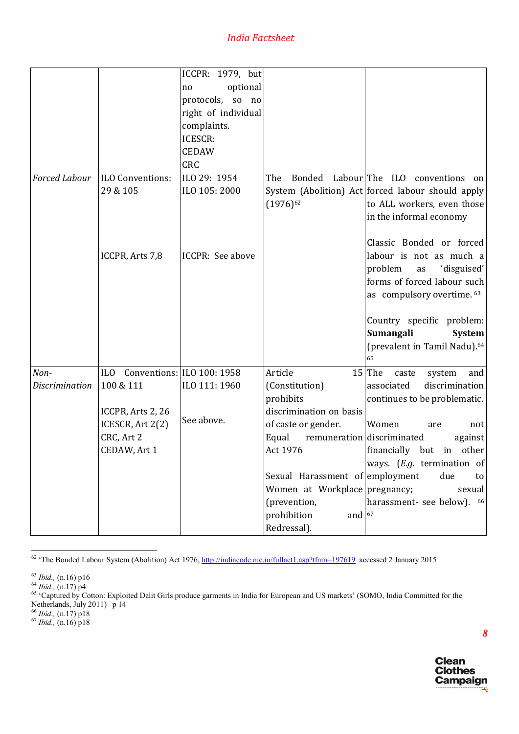| | | | | |
|---|---|---|---|---|
| | | ICCPR: 1979, but no optional protocols, so no right of individual complaints.<br>ICESCR:<br>CEDAW<br>CRC | | |
| *Forced Labour* | ILO Conventions: 29 & 105<br><br>ICCPR, Arts 7,8 | ILO 29: 1954<br>ILO 105: 2000<br><br>ICCPR: See above | The Bonded Labour System (Abolition) Act (1976)[62] | The ILO conventions on forced labour should apply to ALL workers, even those in the informal economy<br><br>Classic Bonded or forced labour is not as much a problem as 'disguised' forms of forced labour such as compulsory overtime. [63]<br><br>Country specific problem: **Sumangali System** (prevalent in Tamil Nadu).[64] [65] |
| *Non-Discrimination* | ILO Conventions: 100 & 111<br><br>ICCPR, Arts 2, 26<br>ICESCR, Art 2(2)<br>CRC, Art 2<br>CEDAW, Art 1 | ILO 100: 1958<br>ILO 111: 1960<br><br>See above. | Article 15 (Constitution) prohibits discrimination on basis of caste or gender.<br>Equal remuneration Act 1976<br><br>Sexual Harassment of Women at Workplace (prevention, prohibition and Redressal). | The caste system and associated discrimination continues to be problematic.<br><br>Women are not discriminated against financially but in other ways. (*E.g.* termination of employment due to pregnancy; sexual harassment- see below). [66] [67] |

[62] 'The Bonded Labour System (Abolition) Act 1976, http://indiacode.nic.in/fullact1.asp?tfnm=197619 accessed 2 January 2015

[63] *Ibid.,* (n.16) p16

[64] *Ibid.,* (n.17) p4

[65] 'Captured by Cotton: Exploited Dalit Girls produce garments in India for European and US markets' (SOMO, India Committed for the Netherlands, July 2011) p 14

[66] *Ibid.,* (n.17) p18

[67] *Ibid.,* (n.16) p18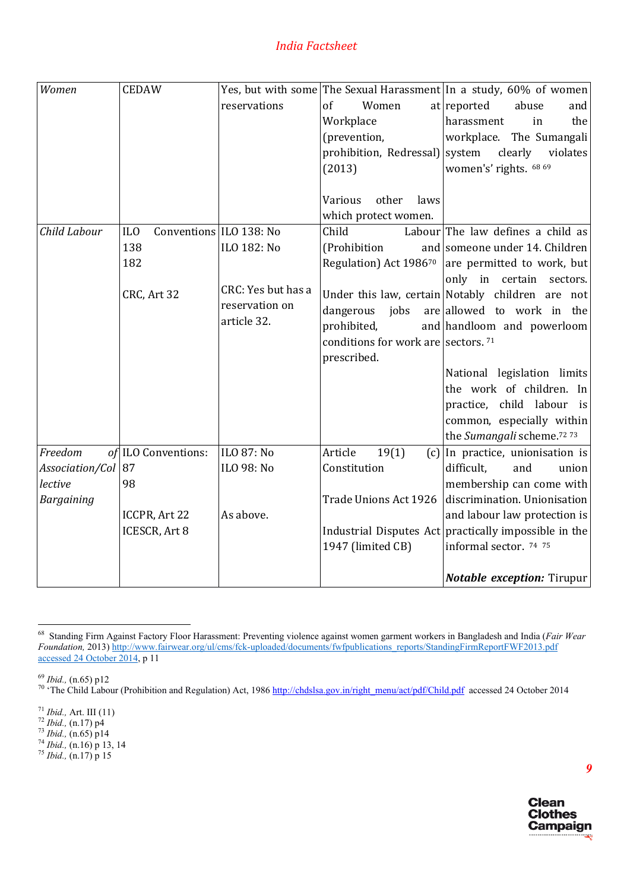| *Women* | CEDAW | Yes, but with some reservations | The Sexual Harassment of Women at Workplace (prevention, prohibition, Redressal) (2013)<br><br>Various other laws which protect women. | In a study, 60% of women reported abuse and harassment in the workplace. The Sumangali system clearly violates women's rights. [68] [69] |
|---|---|---|---|---|
| *Child Labour* | ILO Conventions 138<br>182<br><br>CRC, Art 32 | ILO 138: No<br>ILO 182: No<br><br>CRC: Yes but has a reservation on article 32. | Child Labour (Prohibition and Regulation) Act 1986[70]<br><br>Under this law, certain dangerous jobs are prohibited, and conditions for work are prescribed. | The law defines a child as someone under 14. Children are permitted to work, but only in certain sectors. Notably children are not allowed to work in the handloom and powerloom sectors. [71]<br><br>National legislation limits the work of children. In practice, child labour is common, especially within the *Sumangali* scheme.[72] [73] |
| *Freedom of Association/Collective Bargaining* | ILO Conventions:<br>87<br>98<br><br>ICCPR, Art 22<br>ICESCR, Art 8 | ILO 87: No<br>ILO 98: No<br><br>As above. | Article 19(1) (c) Constitution<br><br>Trade Unions Act 1926<br><br>Industrial Disputes Act 1947 (limited CB) | In practice, unionisation is difficult, and union membership can come with discrimination. Unionisation and labour law protection is practically impossible in the informal sector. [74] [75]<br><br>***Notable exception:*** Tirupur |

[68] Standing Firm Against Factory Floor Harassment: Preventing violence against women garment workers in Bangladesh and India (*Fair Wear Foundation,* 2013) http://www.fairwear.org/ul/cms/fck-uploaded/documents/fwfpublications_reports/StandingFirmReportFWF2013.pdf accessed 24 October 2014, p 11

[69] *Ibid.,* (n.65) p12

[70] 'The Child Labour (Prohibition and Regulation) Act, 1986 http://chdslsa.gov.in/right_menu/act/pdf/Child.pdf accessed 24 October 2014

[71] *Ibid.,* Art. III (11)

[72] *Ibid.,* (n.17) p4

[73] *Ibid.,* (n.65) p14

[74] *Ibid.,* (n.16) p 13, 14

[75] *Ibid.,* (n.17) p 15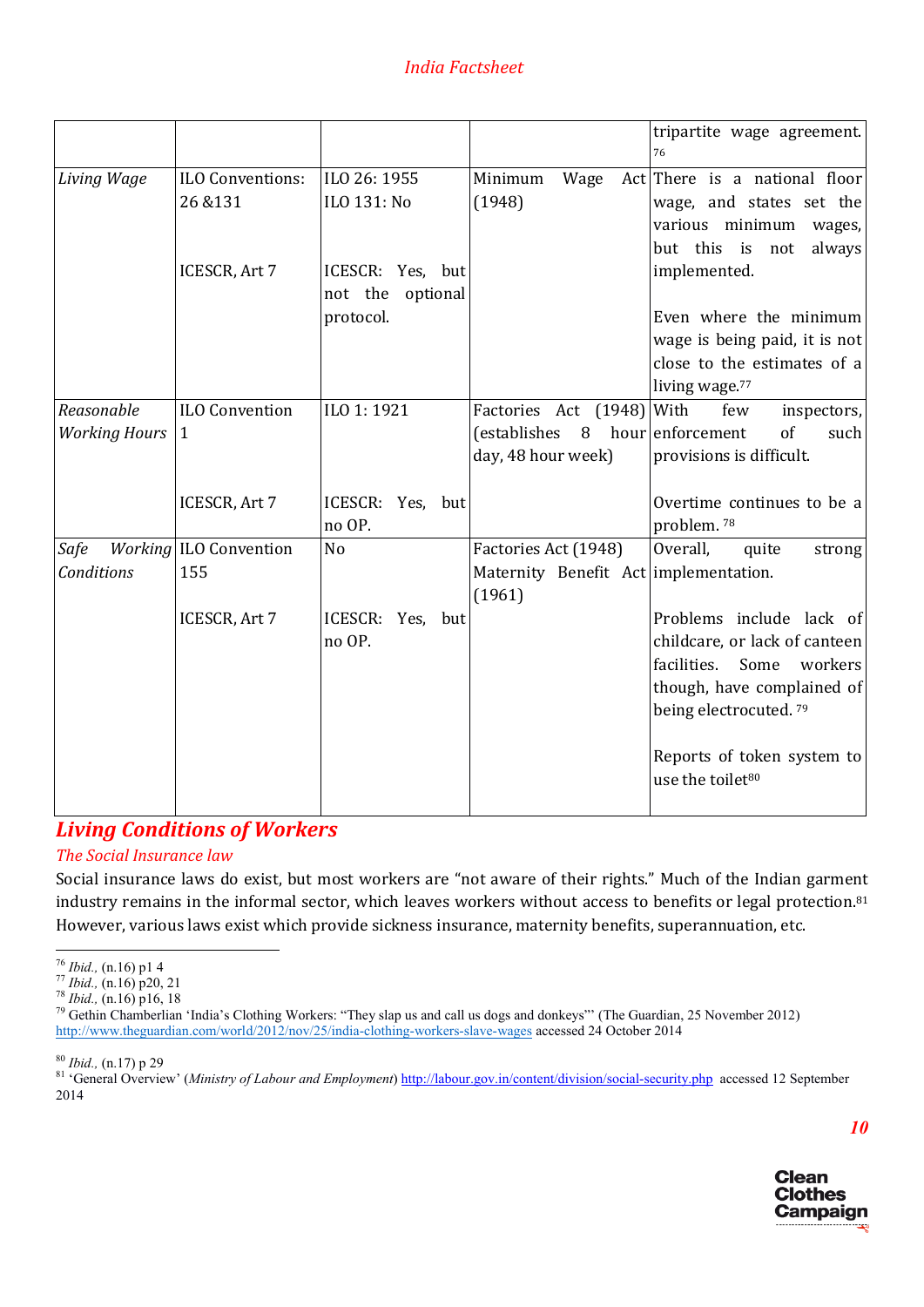| | | | | |
|---|---|---|---|---|
| | | | | tripartite wage agreement.[76] |
| *Living Wage* | ILO Conventions: 26 &131<br><br>ICESCR, Art 7 | ILO 26: 1955<br>ILO 131: No<br><br>ICESCR: Yes, but not the optional protocol. | Minimum Wage Act (1948) | There is a national floor wage, and states set the various minimum wages, but this is not always implemented.<br><br>Even where the minimum wage is being paid, it is not close to the estimates of a living wage.[77] |
| *Reasonable Working Hours* | ILO Convention 1<br><br>ICESCR, Art 7 | ILO 1: 1921<br><br>ICESCR: Yes, but no OP. | Factories Act (1948) (establishes 8 hour day, 48 hour week) | With few inspectors, enforcement of such provisions is difficult.<br><br>Overtime continues to be a problem.[78] |
| *Safe Working Conditions* | ILO Convention 155<br><br>ICESCR, Art 7 | No<br><br>ICESCR: Yes, but no OP. | Factories Act (1948)<br>Maternity Benefit Act (1961) | Overall, quite strong implementation.<br><br>Problems include lack of childcare, or lack of canteen facilities. Some workers though, have complained of being electrocuted.[79]<br><br>Reports of token system to use the toilet[80] |

## Living Conditions of Workers

### *The Social Insurance law*

Social insurance laws do exist, but most workers are "not aware of their rights." Much of the Indian garment industry remains in the informal sector, which leaves workers without access to benefits or legal protection.[81] However, various laws exist which provide sickness insurance, maternity benefits, superannuation, etc.

---

[76] *Ibid.,* (n.16) p1 4
[77] *Ibid.,* (n.16) p20, 21
[78] *Ibid.,* (n.16) p16, 18
[79] Gethin Chamberlian 'India's Clothing Workers: "They slap us and call us dogs and donkeys"' (The Guardian, 25 November 2012) http://www.theguardian.com/world/2012/nov/25/india-clothing-workers-slave-wages accessed 24 October 2014
[80] *Ibid.,* (n.17) p 29
[81] 'General Overview' (*Ministry of Labour and Employment*) http://labour.gov.in/content/division/social-security.php accessed 12 September 2014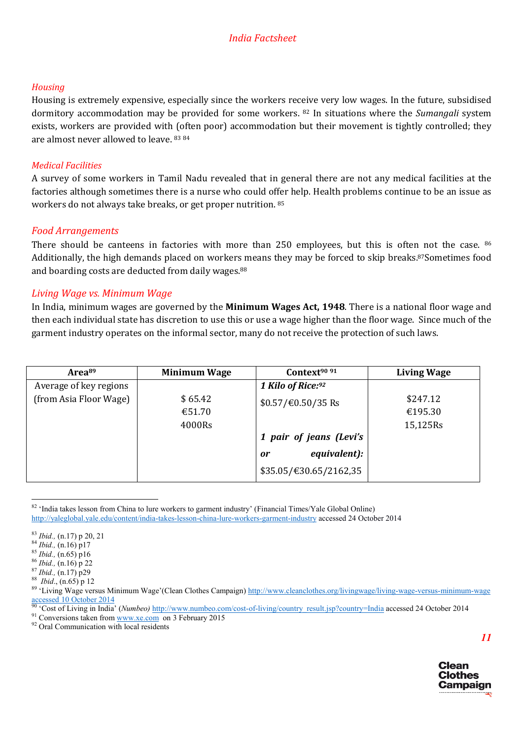### *Housing*

Housing is extremely expensive, especially since the workers receive very low wages. In the future, subsidised dormitory accommodation may be provided for some workers. [82] In situations where the *Sumangali* system exists, workers are provided with (often poor) accommodation but their movement is tightly controlled; they are almost never allowed to leave. [83] [84]

### *Medical Facilities*

A survey of some workers in Tamil Nadu revealed that in general there are not any medical facilities at the factories although sometimes there is a nurse who could offer help. Health problems continue to be an issue as workers do not always take breaks, or get proper nutrition. [85]

### *Food Arrangements*

There should be canteens in factories with more than 250 employees, but this is often not the case. [86] Additionally, the high demands placed on workers means they may be forced to skip breaks.[87]Sometimes food and boarding costs are deducted from daily wages.[88]

### *Living Wage vs. Minimum Wage*

In India, minimum wages are governed by the **Minimum Wages Act, 1948**. There is a national floor wage and then each individual state has discretion to use this or use a wage higher than the floor wage. Since much of the garment industry operates on the informal sector, many do not receive the protection of such laws.

| Area[89] | Minimum Wage | Context[90] [91] | Living Wage |
|---|---|---|---|
| Average of key regions (from Asia Floor Wage) | $ 65.42<br>€51.70<br>4000Rs | ***1 Kilo of Rice:***[92]<br>$0.57/€0.50/35 Rs<br><br>***1 pair of jeans (Levi's or equivalent):***<br>$35.05/€30.65/2162,35 | $247.12<br>€195.30<br>15,125Rs |

---

[82] 'India takes lesson from China to lure workers to garment industry' (Financial Times/Yale Global Online) http://yaleglobal.yale.edu/content/india-takes-lesson-china-lure-workers-garment-industry accessed 24 October 2014

[83] *Ibid.,* (n.17) p 20, 21

[84] *Ibid.,* (n.16) p17

[85] *Ibid.,* (n.65) p16

[86] *Ibid.,* (n.16) p 22

[87] *Ibid.,* (n.17) p29

[88] *Ibid*., (n.65) p 12

[89] 'Living Wage versus Minimum Wage'(Clean Clothes Campaign) http://www.cleanclothes.org/livingwage/living-wage-versus-minimum-wage accessed 10 October 2014

[90] 'Cost of Living in India' (*Numbeo)* http://www.numbeo.com/cost-of-living/country_result.jsp?country=India accessed 24 October 2014

[91] Conversions taken from www.xe.com on 3 February 2015

[92] Oral Communication with local residents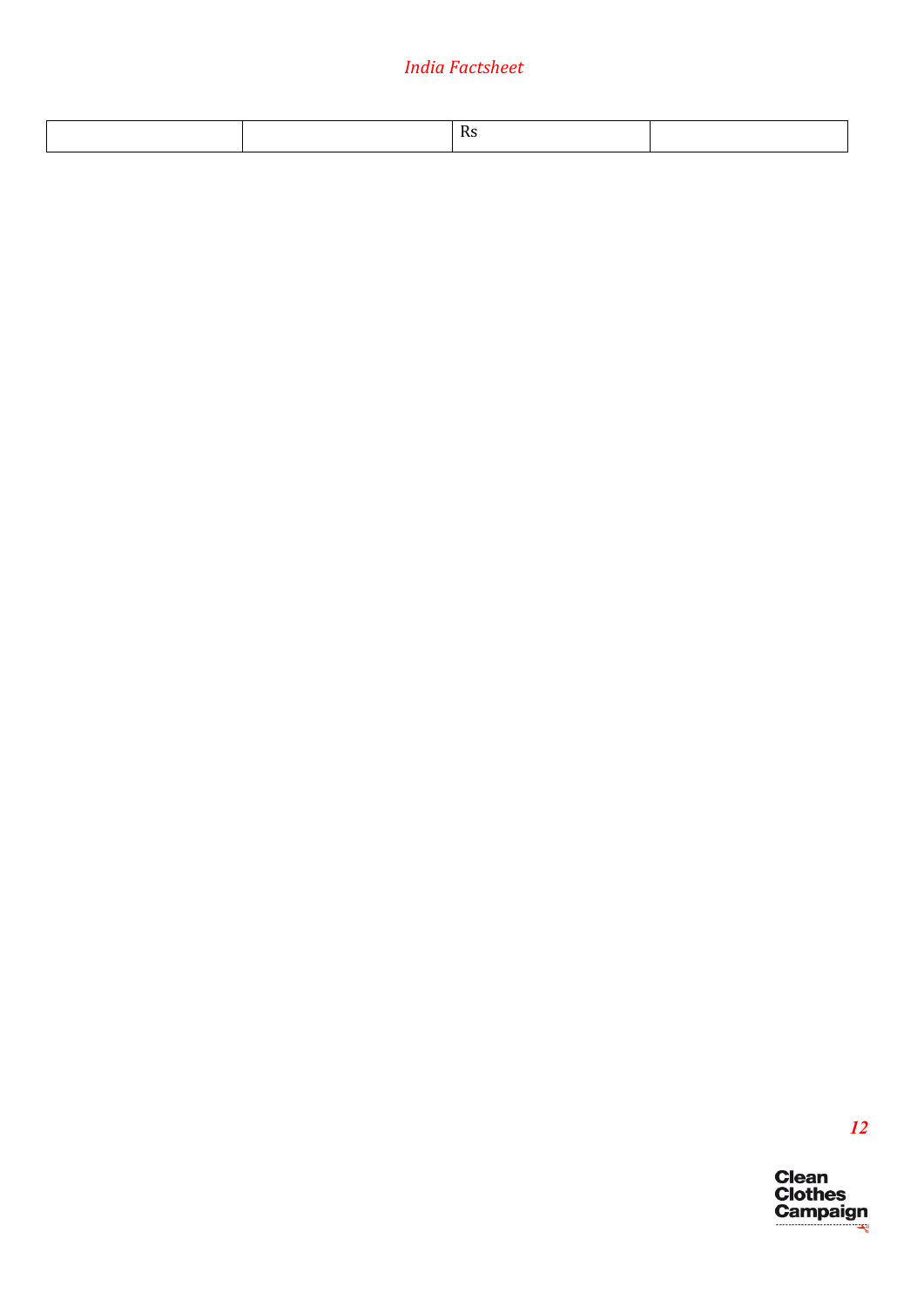| | | | |
|---|---|---|---|
| | | Rs | |